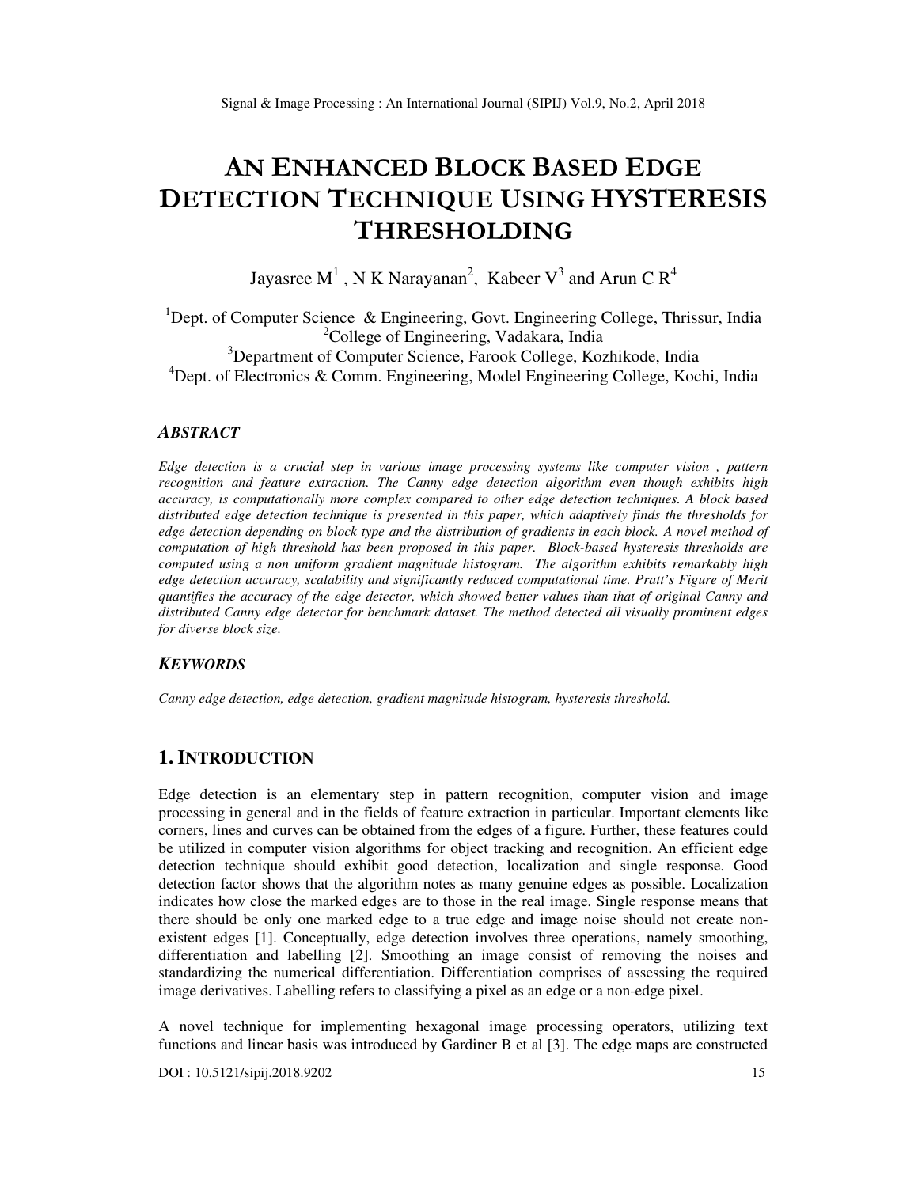# AN ENHANCED BLOCK BASED EDGE DETECTION TECHNIQUE USING HYSTERESIS THRESHOLDING

Jayasree M[1] , N K Narayanan[2], Kabeer V[3] and Arun C R[4]

[1]Dept. of Computer Science & Engineering, Govt. Engineering College, Thrissur, India
[2]College of Engineering, Vadakara, India
[3]Department of Computer Science, Farook College, Kozhikode, India
[4]Dept. of Electronics & Comm. Engineering, Model Engineering College, Kochi, India

### *ABSTRACT*

*Edge detection is a crucial step in various image processing systems like computer vision , pattern recognition and feature extraction. The Canny edge detection algorithm even though exhibits high accuracy, is computationally more complex compared to other edge detection techniques. A block based distributed edge detection technique is presented in this paper, which adaptively finds the thresholds for edge detection depending on block type and the distribution of gradients in each block. A novel method of computation of high threshold has been proposed in this paper. Block-based hysteresis thresholds are computed using a non uniform gradient magnitude histogram. The algorithm exhibits remarkably high edge detection accuracy, scalability and significantly reduced computational time. Pratt's Figure of Merit quantifies the accuracy of the edge detector, which showed better values than that of original Canny and distributed Canny edge detector for benchmark dataset. The method detected all visually prominent edges for diverse block size.*

### *KEYWORDS*

*Canny edge detection, edge detection, gradient magnitude histogram, hysteresis threshold.*

## 1. INTRODUCTION

Edge detection is an elementary step in pattern recognition, computer vision and image processing in general and in the fields of feature extraction in particular. Important elements like corners, lines and curves can be obtained from the edges of a figure. Further, these features could be utilized in computer vision algorithms for object tracking and recognition. An efficient edge detection technique should exhibit good detection, localization and single response. Good detection factor shows that the algorithm notes as many genuine edges as possible. Localization indicates how close the marked edges are to those in the real image. Single response means that there should be only one marked edge to a true edge and image noise should not create non-existent edges [1]. Conceptually, edge detection involves three operations, namely smoothing, differentiation and labelling [2]. Smoothing an image consist of removing the noises and standardizing the numerical differentiation. Differentiation comprises of assessing the required image derivatives. Labelling refers to classifying a pixel as an edge or a non-edge pixel.

A novel technique for implementing hexagonal image processing operators, utilizing text functions and linear basis was introduced by Gardiner B et al [3]. The edge maps are constructed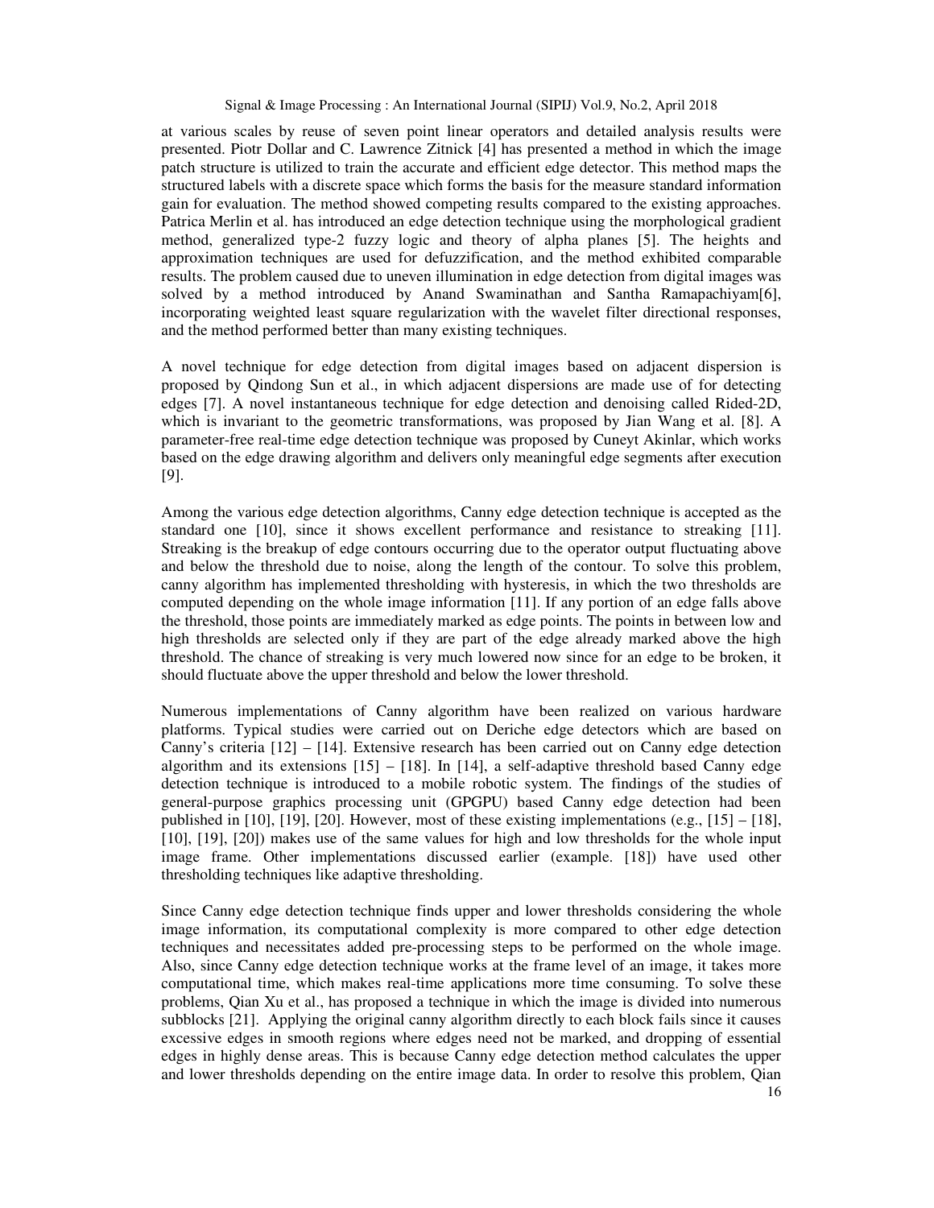at various scales by reuse of seven point linear operators and detailed analysis results were presented. Piotr Dollar and C. Lawrence Zitnick [4] has presented a method in which the image patch structure is utilized to train the accurate and efficient edge detector. This method maps the structured labels with a discrete space which forms the basis for the measure standard information gain for evaluation. The method showed competing results compared to the existing approaches. Patrica Merlin et al. has introduced an edge detection technique using the morphological gradient method, generalized type-2 fuzzy logic and theory of alpha planes [5]. The heights and approximation techniques are used for defuzzification, and the method exhibited comparable results. The problem caused due to uneven illumination in edge detection from digital images was solved by a method introduced by Anand Swaminathan and Santha Ramapachiyam[6], incorporating weighted least square regularization with the wavelet filter directional responses, and the method performed better than many existing techniques.

A novel technique for edge detection from digital images based on adjacent dispersion is proposed by Qindong Sun et al., in which adjacent dispersions are made use of for detecting edges [7]. A novel instantaneous technique for edge detection and denoising called Rided-2D, which is invariant to the geometric transformations, was proposed by Jian Wang et al. [8]. A parameter-free real-time edge detection technique was proposed by Cuneyt Akinlar, which works based on the edge drawing algorithm and delivers only meaningful edge segments after execution [9].

Among the various edge detection algorithms, Canny edge detection technique is accepted as the standard one [10], since it shows excellent performance and resistance to streaking [11]. Streaking is the breakup of edge contours occurring due to the operator output fluctuating above and below the threshold due to noise, along the length of the contour. To solve this problem, canny algorithm has implemented thresholding with hysteresis, in which the two thresholds are computed depending on the whole image information [11]. If any portion of an edge falls above the threshold, those points are immediately marked as edge points. The points in between low and high thresholds are selected only if they are part of the edge already marked above the high threshold. The chance of streaking is very much lowered now since for an edge to be broken, it should fluctuate above the upper threshold and below the lower threshold.

Numerous implementations of Canny algorithm have been realized on various hardware platforms. Typical studies were carried out on Deriche edge detectors which are based on Canny's criteria [12] – [14]. Extensive research has been carried out on Canny edge detection algorithm and its extensions [15] – [18]. In [14], a self-adaptive threshold based Canny edge detection technique is introduced to a mobile robotic system. The findings of the studies of general-purpose graphics processing unit (GPGPU) based Canny edge detection had been published in [10], [19], [20]. However, most of these existing implementations (e.g., [15] – [18], [10], [19], [20]) makes use of the same values for high and low thresholds for the whole input image frame. Other implementations discussed earlier (example. [18]) have used other thresholding techniques like adaptive thresholding.

Since Canny edge detection technique finds upper and lower thresholds considering the whole image information, its computational complexity is more compared to other edge detection techniques and necessitates added pre-processing steps to be performed on the whole image. Also, since Canny edge detection technique works at the frame level of an image, it takes more computational time, which makes real-time applications more time consuming. To solve these problems, Qian Xu et al., has proposed a technique in which the image is divided into numerous subblocks [21]. Applying the original canny algorithm directly to each block fails since it causes excessive edges in smooth regions where edges need not be marked, and dropping of essential edges in highly dense areas. This is because Canny edge detection method calculates the upper and lower thresholds depending on the entire image data. In order to resolve this problem, Qian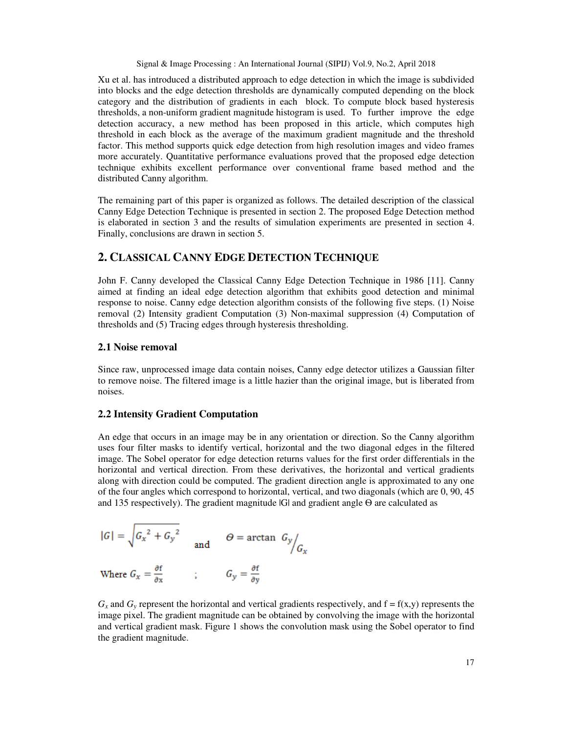Xu et al. has introduced a distributed approach to edge detection in which the image is subdivided into blocks and the edge detection thresholds are dynamically computed depending on the block category and the distribution of gradients in each block. To compute block based hysteresis thresholds, a non-uniform gradient magnitude histogram is used. To further improve the edge detection accuracy, a new method has been proposed in this article, which computes high threshold in each block as the average of the maximum gradient magnitude and the threshold factor. This method supports quick edge detection from high resolution images and video frames more accurately. Quantitative performance evaluations proved that the proposed edge detection technique exhibits excellent performance over conventional frame based method and the distributed Canny algorithm.

The remaining part of this paper is organized as follows. The detailed description of the classical Canny Edge Detection Technique is presented in section 2. The proposed Edge Detection method is elaborated in section 3 and the results of simulation experiments are presented in section 4. Finally, conclusions are drawn in section 5.

## 2. CLASSICAL CANNY EDGE DETECTION TECHNIQUE

John F. Canny developed the Classical Canny Edge Detection Technique in 1986 [11]. Canny aimed at finding an ideal edge detection algorithm that exhibits good detection and minimal response to noise. Canny edge detection algorithm consists of the following five steps. (1) Noise removal (2) Intensity gradient Computation (3) Non-maximal suppression (4) Computation of thresholds and (5) Tracing edges through hysteresis thresholding.

### 2.1 Noise removal

Since raw, unprocessed image data contain noises, Canny edge detector utilizes a Gaussian filter to remove noise. The filtered image is a little hazier than the original image, but is liberated from noises.

### 2.2 Intensity Gradient Computation

An edge that occurs in an image may be in any orientation or direction. So the Canny algorithm uses four filter masks to identify vertical, horizontal and the two diagonal edges in the filtered image. The Sobel operator for edge detection returns values for the first order differentials in the horizontal and vertical direction. From these derivatives, the horizontal and vertical gradients along with direction could be computed. The gradient direction angle is approximated to any one of the four angles which correspond to horizontal, vertical, and two diagonals (which are 0, 90, 45 and 135 respectively). The gradient magnitude |G| and gradient angle Θ are calculated as

$$|G| = \sqrt{{G_x}^2 + {G_y}^2} \quad \text{and} \quad \Theta = \arctan\ G_y / G_x$$

$$\text{Where } G_x = \frac{\partial f}{\partial x} \quad ; \quad G_y = \frac{\partial f}{\partial y}$$

$G_x$ and $G_y$ represent the horizontal and vertical gradients respectively, and f = f(x,y) represents the image pixel. The gradient magnitude can be obtained by convolving the image with the horizontal and vertical gradient mask. Figure 1 shows the convolution mask using the Sobel operator to find the gradient magnitude.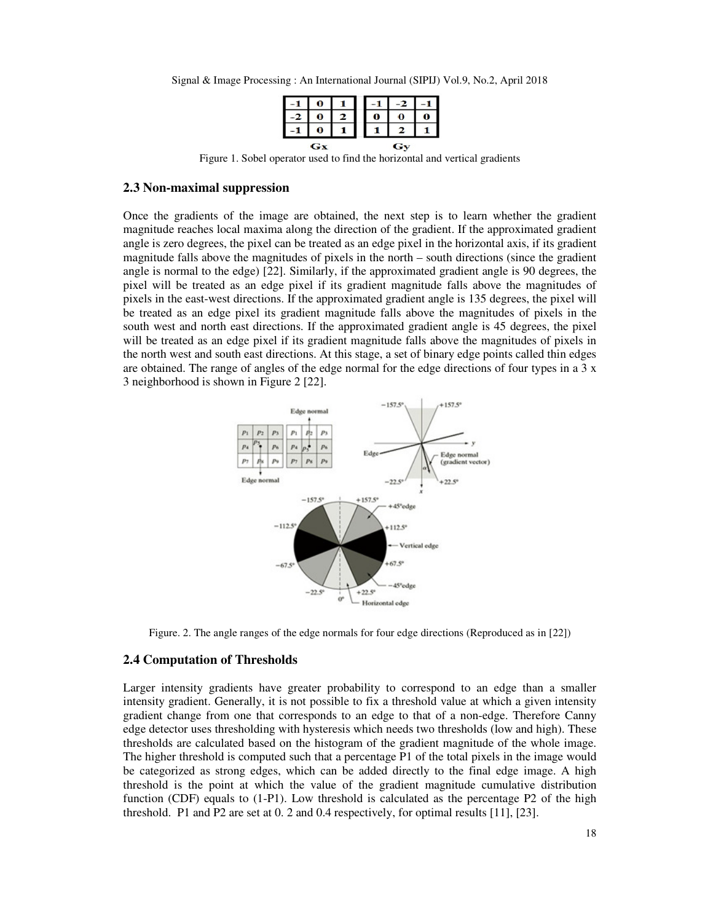| -1 | 0 | 1 |
| --- | --- | --- |
| -2 | 0 | 2 |
| -1 | 0 | 1 |

Gx

| -1 | -2 | -1 |
| --- | --- | --- |
| 0 | 0 | 0 |
| 1 | 2 | 1 |

Gy

Figure 1. Sobel operator used to find the horizontal and vertical gradients

### 2.3 Non-maximal suppression

Once the gradients of the image are obtained, the next step is to learn whether the gradient magnitude reaches local maxima along the direction of the gradient. If the approximated gradient angle is zero degrees, the pixel can be treated as an edge pixel in the horizontal axis, if its gradient magnitude falls above the magnitudes of pixels in the north – south directions (since the gradient angle is normal to the edge) [22]. Similarly, if the approximated gradient angle is 90 degrees, the pixel will be treated as an edge pixel if its gradient magnitude falls above the magnitudes of pixels in the east-west directions. If the approximated gradient angle is 135 degrees, the pixel will be treated as an edge pixel its gradient magnitude falls above the magnitudes of pixels in the south west and north east directions. If the approximated gradient angle is 45 degrees, the pixel will be treated as an edge pixel if its gradient magnitude falls above the magnitudes of pixels in the north west and south east directions. At this stage, a set of binary edge points called thin edges are obtained. The range of angles of the edge normal for the edge directions of four types in a 3 x 3 neighborhood is shown in Figure 2 [22].

Figure. 2. The angle ranges of the edge normals for four edge directions (Reproduced as in [22])

### 2.4 Computation of Thresholds

Larger intensity gradients have greater probability to correspond to an edge than a smaller intensity gradient. Generally, it is not possible to fix a threshold value at which a given intensity gradient change from one that corresponds to an edge to that of a non-edge. Therefore Canny edge detector uses thresholding with hysteresis which needs two thresholds (low and high). These thresholds are calculated based on the histogram of the gradient magnitude of the whole image. The higher threshold is computed such that a percentage P1 of the total pixels in the image would be categorized as strong edges, which can be added directly to the final edge image. A high threshold is the point at which the value of the gradient magnitude cumulative distribution function (CDF) equals to (1-P1). Low threshold is calculated as the percentage P2 of the high threshold. P1 and P2 are set at 0. 2 and 0.4 respectively, for optimal results [11], [23].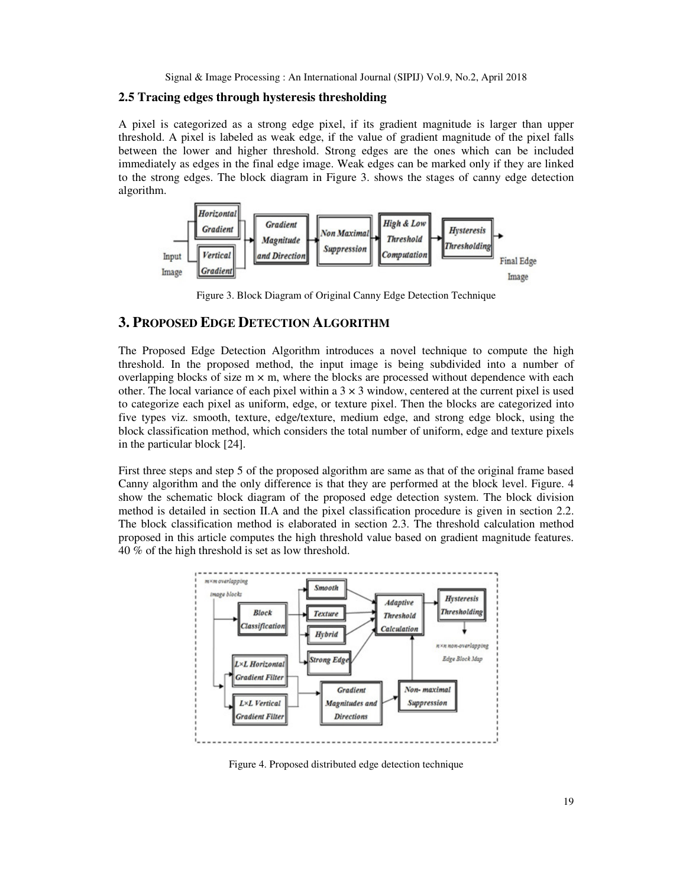### 2.5 Tracing edges through hysteresis thresholding

A pixel is categorized as a strong edge pixel, if its gradient magnitude is larger than upper threshold. A pixel is labeled as weak edge, if the value of gradient magnitude of the pixel falls between the lower and higher threshold. Strong edges are the ones which can be included immediately as edges in the final edge image. Weak edges can be marked only if they are linked to the strong edges. The block diagram in Figure 3. shows the stages of canny edge detection algorithm.

Figure 3. Block Diagram of Original Canny Edge Detection Technique

## 3. PROPOSED EDGE DETECTION ALGORITHM

The Proposed Edge Detection Algorithm introduces a novel technique to compute the high threshold. In the proposed method, the input image is being subdivided into a number of overlapping blocks of size $m \times m$, where the blocks are processed without dependence with each other. The local variance of each pixel within a $3 \times 3$ window, centered at the current pixel is used to categorize each pixel as uniform, edge, or texture pixel. Then the blocks are categorized into five types viz. smooth, texture, edge/texture, medium edge, and strong edge block, using the block classification method, which considers the total number of uniform, edge and texture pixels in the particular block [24].

First three steps and step 5 of the proposed algorithm are same as that of the original frame based Canny algorithm and the only difference is that they are performed at the block level. Figure. 4 show the schematic block diagram of the proposed edge detection system. The block division method is detailed in section II.A and the pixel classification procedure is given in section 2.2. The block classification method is elaborated in section 2.3. The threshold calculation method proposed in this article computes the high threshold value based on gradient magnitude features. 40 % of the high threshold is set as low threshold.

Figure 4. Proposed distributed edge detection technique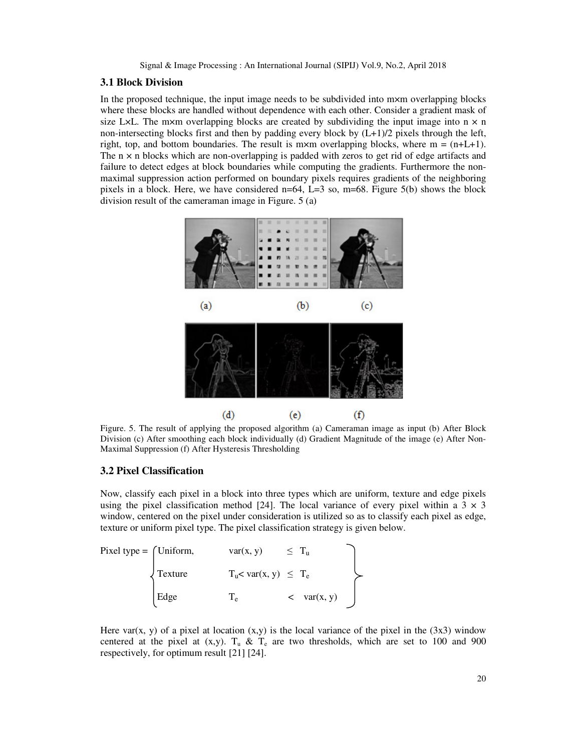### 3.1 Block Division

In the proposed technique, the input image needs to be subdivided into m×m overlapping blocks where these blocks are handled without dependence with each other. Consider a gradient mask of size L×L. The m×m overlapping blocks are created by subdividing the input image into n × n non-intersecting blocks first and then by padding every block by (L+1)/2 pixels through the left, right, top, and bottom boundaries. The result is m×m overlapping blocks, where m = (n+L+1). The n × n blocks which are non-overlapping is padded with zeros to get rid of edge artifacts and failure to detect edges at block boundaries while computing the gradients. Furthermore the non-maximal suppression action performed on boundary pixels requires gradients of the neighboring pixels in a block. Here, we have considered n=64, L=3 so, m=68. Figure 5(b) shows the block division result of the cameraman image in Figure. 5 (a)

Figure. 5. The result of applying the proposed algorithm (a) Cameraman image as input (b) After Block Division (c) After smoothing each block individually (d) Gradient Magnitude of the image (e) After Non-Maximal Suppression (f) After Hysteresis Thresholding

### 3.2 Pixel Classification

Now, classify each pixel in a block into three types which are uniform, texture and edge pixels using the pixel classification method [24]. The local variance of every pixel within a 3 × 3 window, centered on the pixel under consideration is utilized so as to classify each pixel as edge, texture or uniform pixel type. The pixel classification strategy is given below.

$$
\text{Pixel type} = \begin{cases} \text{Uniform}, & var(x, y) \leq T_u \\ \text{Texture} & T_u < var(x, y) \leq T_e \\ \text{Edge} & T_e < var(x, y) \end{cases}
$$

Here var(x, y) of a pixel at location (x,y) is the local variance of the pixel in the (3x3) window centered at the pixel at (x,y). $T_u$ & $T_e$ are two thresholds, which are set to 100 and 900 respectively, for optimum result [21] [24].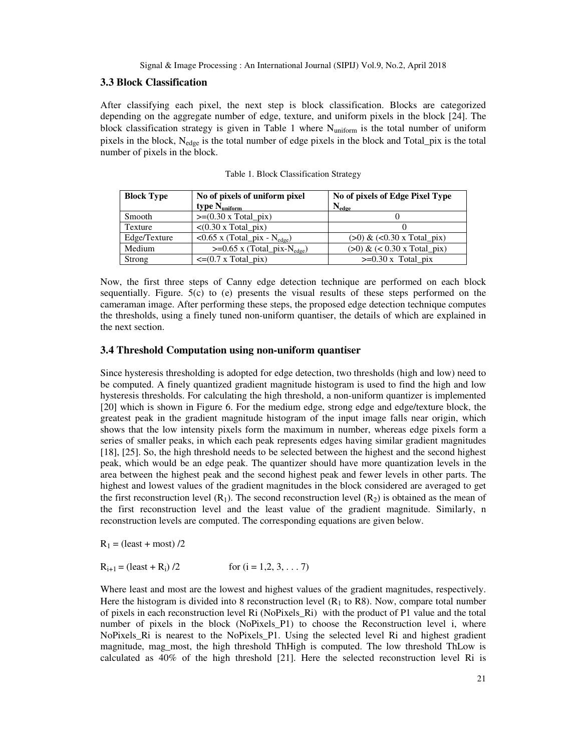### 3.3 Block Classification

After classifying each pixel, the next step is block classification. Blocks are categorized depending on the aggregate number of edge, texture, and uniform pixels in the block [24]. The block classification strategy is given in Table 1 where $N_{uniform}$ is the total number of uniform pixels in the block, $N_{edge}$ is the total number of edge pixels in the block and Total_pix is the total number of pixels in the block.

Table 1. Block Classification Strategy

| Block Type | No of pixels of uniform pixel type $N_{uniform}$ | No of pixels of Edge Pixel Type $N_{edge}$ |
|---|---|---|
| Smooth | >=(0.30 x Total_pix) | 0 |
| Texture | <(0.30 x Total_pix) | 0 |
| Edge/Texture | <0.65 x (Total_pix - $N_{edge}$) | (>0) & (<0.30 x Total_pix) |
| Medium | >=0.65 x (Total_pix-$N_{edge}$) | (>0) & (< 0.30 x Total_pix) |
| Strong | <=(0.7 x Total_pix) | >=0.30 x Total_pix |

Now, the first three steps of Canny edge detection technique are performed on each block sequentially. Figure. 5(c) to (e) presents the visual results of these steps performed on the cameraman image. After performing these steps, the proposed edge detection technique computes the thresholds, using a finely tuned non-uniform quantiser, the details of which are explained in the next section.

### 3.4 Threshold Computation using non-uniform quantiser

Since hysteresis thresholding is adopted for edge detection, two thresholds (high and low) need to be computed. A finely quantized gradient magnitude histogram is used to find the high and low hysteresis thresholds. For calculating the high threshold, a non-uniform quantizer is implemented [20] which is shown in Figure 6. For the medium edge, strong edge and edge/texture block, the greatest peak in the gradient magnitude histogram of the input image falls near origin, which shows that the low intensity pixels form the maximum in number, whereas edge pixels form a series of smaller peaks, in which each peak represents edges having similar gradient magnitudes [18], [25]. So, the high threshold needs to be selected between the highest and the second highest peak, which would be an edge peak. The quantizer should have more quantization levels in the area between the highest peak and the second highest peak and fewer levels in other parts. The highest and lowest values of the gradient magnitudes in the block considered are averaged to get the first reconstruction level ($R_1$). The second reconstruction level ($R_2$) is obtained as the mean of the first reconstruction level and the least value of the gradient magnitude. Similarly, n reconstruction levels are computed. The corresponding equations are given below.

$R_1$ = (least + most) /2

$R_{i+1}$ = (least + $R_i$) /2 for (i = 1,2, 3, . . . 7)

Where least and most are the lowest and highest values of the gradient magnitudes, respectively. Here the histogram is divided into 8 reconstruction level ($R_1$ to R8). Now, compare total number of pixels in each reconstruction level Ri (NoPixels_Ri) with the product of P1 value and the total number of pixels in the block (NoPixels_P1) to choose the Reconstruction level i, where NoPixels_Ri is nearest to the NoPixels_P1. Using the selected level Ri and highest gradient magnitude, mag_most, the high threshold ThHigh is computed. The low threshold ThLow is calculated as 40% of the high threshold [21]. Here the selected reconstruction level Ri is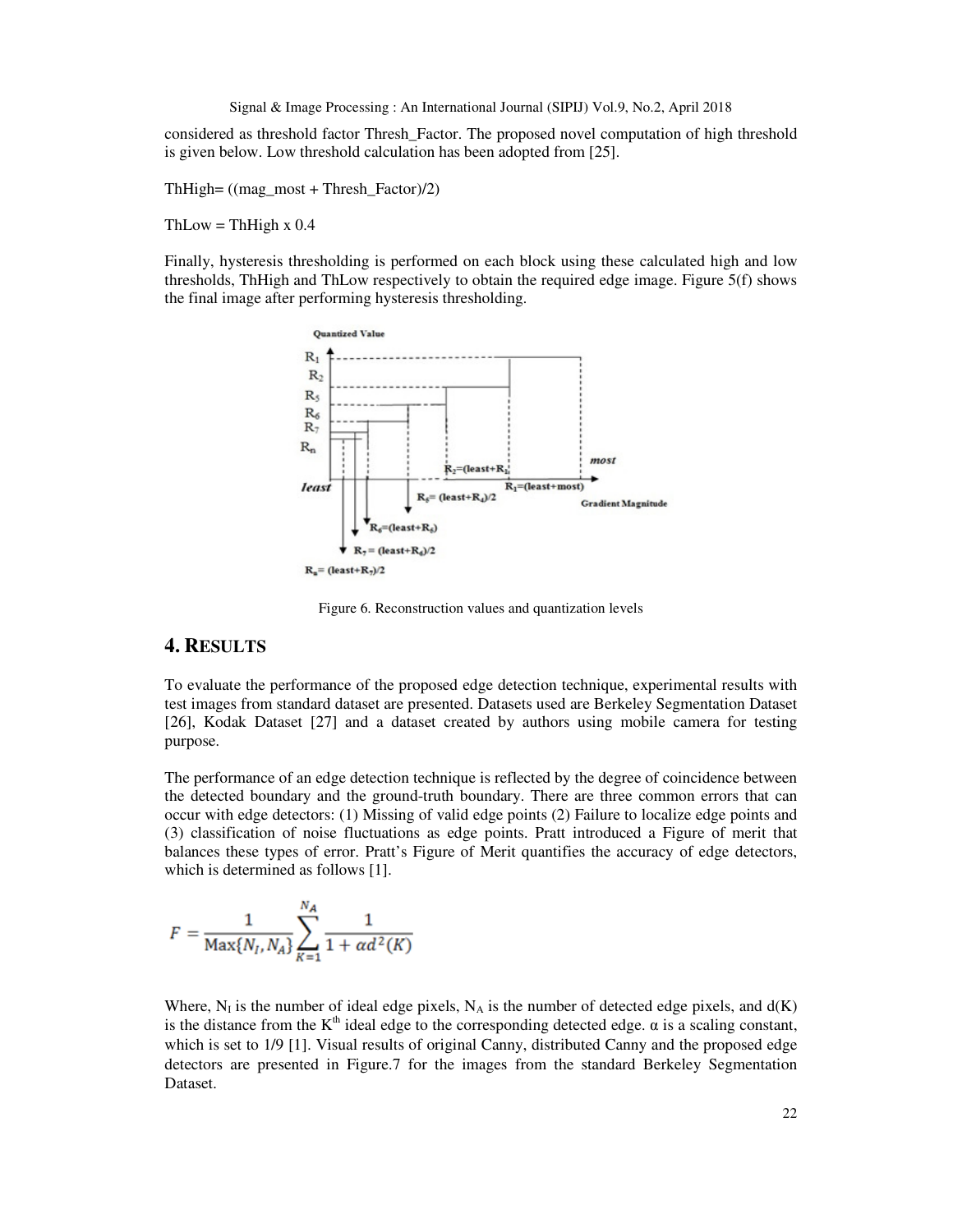considered as threshold factor Thresh_Factor. The proposed novel computation of high threshold is given below. Low threshold calculation has been adopted from [25].

ThHigh= ((mag_most + Thresh_Factor)/2)

ThLow = ThHigh x 0.4

Finally, hysteresis thresholding is performed on each block using these calculated high and low thresholds, ThHigh and ThLow respectively to obtain the required edge image. Figure 5(f) shows the final image after performing hysteresis thresholding.

Figure 6. Reconstruction values and quantization levels

## 4. RESULTS

To evaluate the performance of the proposed edge detection technique, experimental results with test images from standard dataset are presented. Datasets used are Berkeley Segmentation Dataset [26], Kodak Dataset [27] and a dataset created by authors using mobile camera for testing purpose.

The performance of an edge detection technique is reflected by the degree of coincidence between the detected boundary and the ground-truth boundary. There are three common errors that can occur with edge detectors: (1) Missing of valid edge points (2) Failure to localize edge points and (3) classification of noise fluctuations as edge points. Pratt introduced a Figure of merit that balances these types of error. Pratt's Figure of Merit quantifies the accuracy of edge detectors, which is determined as follows [1].

$$F = \frac{1}{\text{Max}\{N_I, N_A\}} \sum_{K=1}^{N_A} \frac{1}{1 + \alpha d^2(K)}$$

Where, $N_I$ is the number of ideal edge pixels, $N_A$ is the number of detected edge pixels, and $d(K)$ is the distance from the $K^{th}$ ideal edge to the corresponding detected edge. $\alpha$ is a scaling constant, which is set to 1/9 [1]. Visual results of original Canny, distributed Canny and the proposed edge detectors are presented in Figure.7 for the images from the standard Berkeley Segmentation Dataset.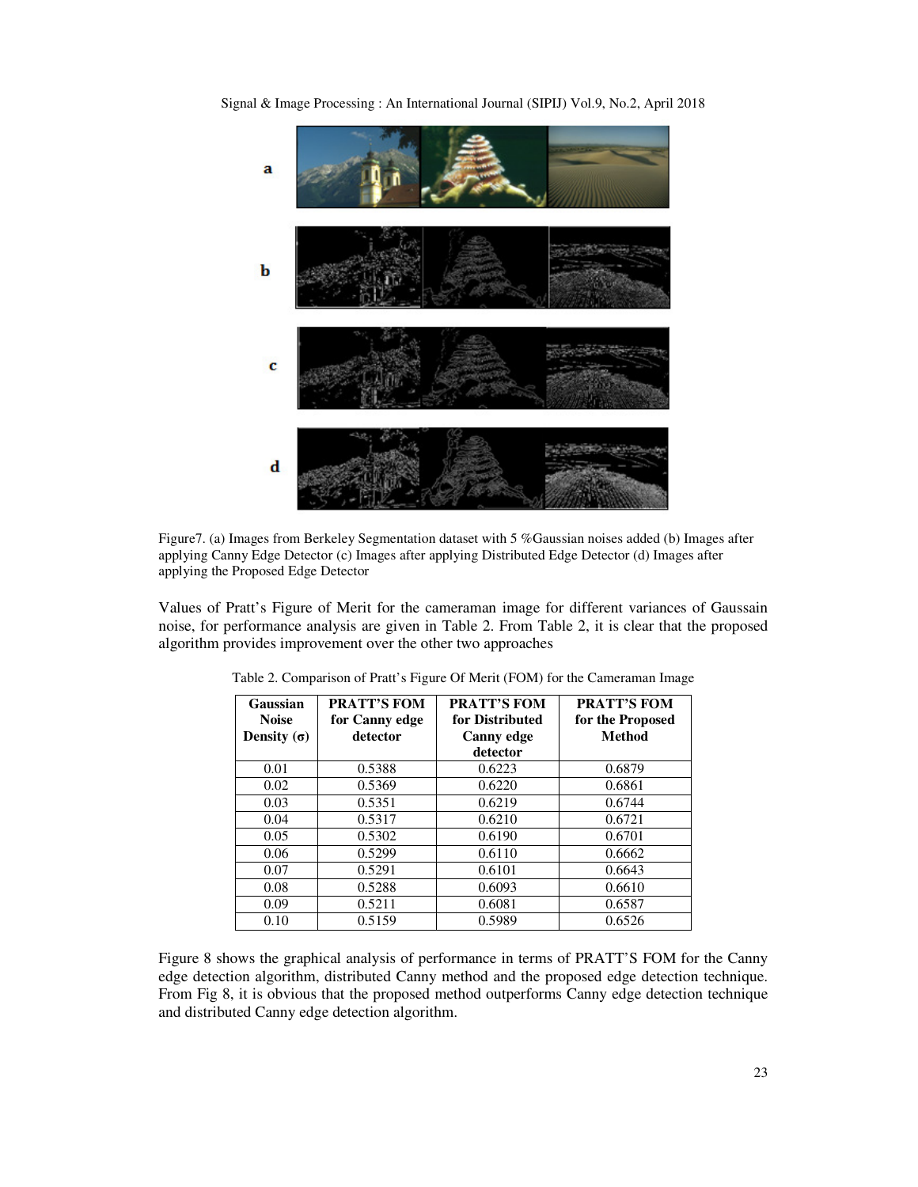Figure7. (a) Images from Berkeley Segmentation dataset with 5 %Gaussian noises added (b) Images after applying Canny Edge Detector (c) Images after applying Distributed Edge Detector (d) Images after applying the Proposed Edge Detector

Values of Pratt's Figure of Merit for the cameraman image for different variances of Gaussain noise, for performance analysis are given in Table 2. From Table 2, it is clear that the proposed algorithm provides improvement over the other two approaches

Table 2. Comparison of Pratt's Figure Of Merit (FOM) for the Cameraman Image

| Gaussian Noise Density (σ) | PRATT'S FOM for Canny edge detector | PRATT'S FOM for Distributed Canny edge detector | PRATT'S FOM for the Proposed Method |
|---|---|---|---|
| 0.01 | 0.5388 | 0.6223 | 0.6879 |
| 0.02 | 0.5369 | 0.6220 | 0.6861 |
| 0.03 | 0.5351 | 0.6219 | 0.6744 |
| 0.04 | 0.5317 | 0.6210 | 0.6721 |
| 0.05 | 0.5302 | 0.6190 | 0.6701 |
| 0.06 | 0.5299 | 0.6110 | 0.6662 |
| 0.07 | 0.5291 | 0.6101 | 0.6643 |
| 0.08 | 0.5288 | 0.6093 | 0.6610 |
| 0.09 | 0.5211 | 0.6081 | 0.6587 |
| 0.10 | 0.5159 | 0.5989 | 0.6526 |

Figure 8 shows the graphical analysis of performance in terms of PRATT'S FOM for the Canny edge detection algorithm, distributed Canny method and the proposed edge detection technique. From Fig 8, it is obvious that the proposed method outperforms Canny edge detection technique and distributed Canny edge detection algorithm.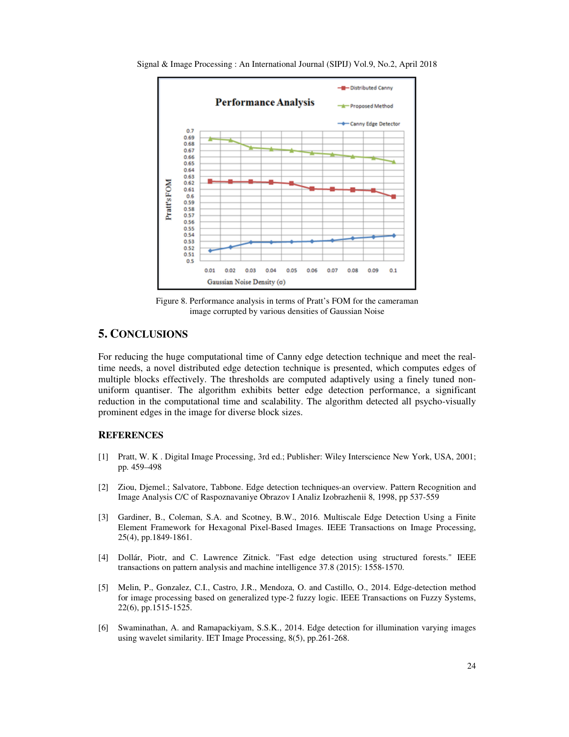Figure 8. Performance analysis in terms of Pratt's FOM for the cameraman image corrupted by various densities of Gaussian Noise

## 5. CONCLUSIONS

For reducing the huge computational time of Canny edge detection technique and meet the real-time needs, a novel distributed edge detection technique is presented, which computes edges of multiple blocks effectively. The thresholds are computed adaptively using a finely tuned non-uniform quantiser. The algorithm exhibits better edge detection performance, a significant reduction in the computational time and scalability. The algorithm detected all psycho-visually prominent edges in the image for diverse block sizes.

### REFERENCES

[1] Pratt, W. K . Digital Image Processing, 3rd ed.; Publisher: Wiley Interscience New York, USA, 2001; pp. 459–498

[2] Ziou, Djemel.; Salvatore, Tabbone. Edge detection techniques-an overview. Pattern Recognition and Image Analysis C/C of Raspoznavaniye Obrazov I Analiz Izobrazhenii 8, 1998, pp 537-559

[3] Gardiner, B., Coleman, S.A. and Scotney, B.W., 2016. Multiscale Edge Detection Using a Finite Element Framework for Hexagonal Pixel-Based Images. IEEE Transactions on Image Processing, 25(4), pp.1849-1861.

[4] Dollár, Piotr, and C. Lawrence Zitnick. "Fast edge detection using structured forests." IEEE transactions on pattern analysis and machine intelligence 37.8 (2015): 1558-1570.

[5] Melin, P., Gonzalez, C.I., Castro, J.R., Mendoza, O. and Castillo, O., 2014. Edge-detection method for image processing based on generalized type-2 fuzzy logic. IEEE Transactions on Fuzzy Systems, 22(6), pp.1515-1525.

[6] Swaminathan, A. and Ramapackiyam, S.S.K., 2014. Edge detection for illumination varying images using wavelet similarity. IET Image Processing, 8(5), pp.261-268.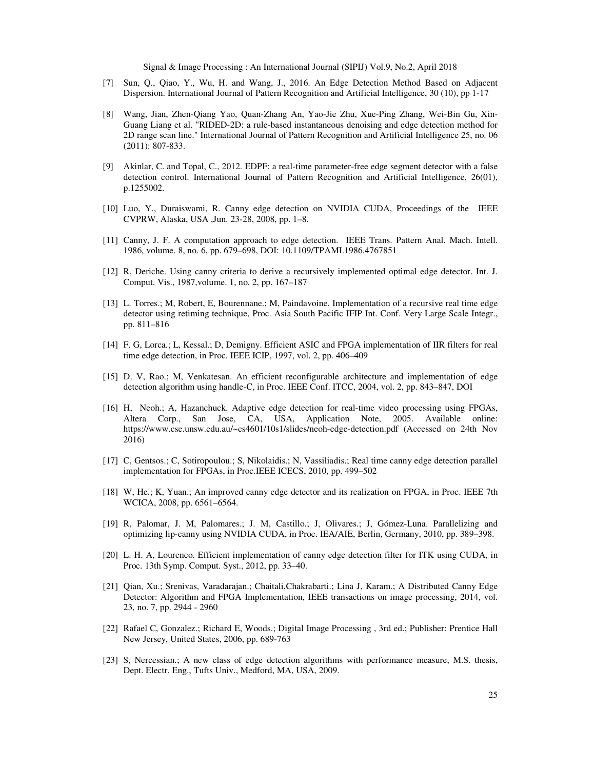[7] Sun, Q., Qiao, Y., Wu, H. and Wang, J., 2016. An Edge Detection Method Based on Adjacent Dispersion. International Journal of Pattern Recognition and Artificial Intelligence, 30 (10), pp 1-17

[8] Wang, Jian, Zhen-Qiang Yao, Quan-Zhang An, Yao-Jie Zhu, Xue-Ping Zhang, Wei-Bin Gu, Xin-Guang Liang et al. "RIDED-2D: a rule-based instantaneous denoising and edge detection method for 2D range scan line." International Journal of Pattern Recognition and Artificial Intelligence 25, no. 06 (2011): 807-833.

[9] Akinlar, C. and Topal, C., 2012. EDPF: a real-time parameter-free edge segment detector with a false detection control. International Journal of Pattern Recognition and Artificial Intelligence, 26(01), p.1255002.

[10] Luo, Y., Duraiswami, R. Canny edge detection on NVIDIA CUDA, Proceedings of the IEEE CVPRW, Alaska, USA ,Jun. 23-28, 2008, pp. 1–8.

[11] Canny, J. F. A computation approach to edge detection. IEEE Trans. Pattern Anal. Mach. Intell. 1986, volume. 8, no. 6, pp. 679–698, DOI: 10.1109/TPAMI.1986.4767851

[12] R, Deriche. Using canny criteria to derive a recursively implemented optimal edge detector. Int. J. Comput. Vis., 1987,volume. 1, no. 2, pp. 167–187

[13] L. Torres.; M, Robert, E, Bourennane.; M, Paindavoine. Implementation of a recursive real time edge detector using retiming technique, Proc. Asia South Pacific IFIP Int. Conf. Very Large Scale Integr., pp. 811–816

[14] F. G, Lorca.; L, Kessal.; D, Demigny. Efficient ASIC and FPGA implementation of IIR filters for real time edge detection, in Proc. IEEE ICIP, 1997, vol. 2, pp. 406–409

[15] D. V, Rao.; M, Venkatesan. An efficient reconfigurable architecture and implementation of edge detection algorithm using handle-C, in Proc. IEEE Conf. ITCC, 2004, vol. 2, pp. 843–847, DOI

[16] H, Neoh.; A, Hazanchuck. Adaptive edge detection for real-time video processing using FPGAs, Altera Corp., San Jose, CA, USA, Application Note, 2005. Available online: https://www.cse.unsw.edu.au/~cs4601/10s1/slides/neoh-edge-detection.pdf (Accessed on 24th Nov 2016)

[17] C, Gentsos.; C, Sotiropoulou.; S, Nikolaidis.; N, Vassiliadis.; Real time canny edge detection parallel implementation for FPGAs, in Proc.IEEE ICECS, 2010, pp. 499–502

[18] W, He.; K, Yuan.; An improved canny edge detector and its realization on FPGA, in Proc. IEEE 7th WCICA, 2008, pp. 6561–6564.

[19] R, Palomar, J. M, Palomares.; J. M, Castillo.; J, Olivares.; J, Gómez-Luna. Parallelizing and optimizing lip-canny using NVIDIA CUDA, in Proc. IEA/AIE, Berlin, Germany, 2010, pp. 389–398.

[20] L. H. A, Lourenco. Efficient implementation of canny edge detection filter for ITK using CUDA, in Proc. 13th Symp. Comput. Syst., 2012, pp. 33–40.

[21] Qian, Xu.; Srenivas, Varadarajan.; Chaitali,Chakrabarti.; Lina J, Karam.; A Distributed Canny Edge Detector: Algorithm and FPGA Implementation, IEEE transactions on image processing, 2014, vol. 23, no. 7, pp. 2944 - 2960

[22] Rafael C, Gonzalez.; Richard E, Woods.; Digital Image Processing , 3rd ed.; Publisher: Prentice Hall New Jersey, United States, 2006, pp. 689-763

[23] S, Nercessian.; A new class of edge detection algorithms with performance measure, M.S. thesis, Dept. Electr. Eng., Tufts Univ., Medford, MA, USA, 2009.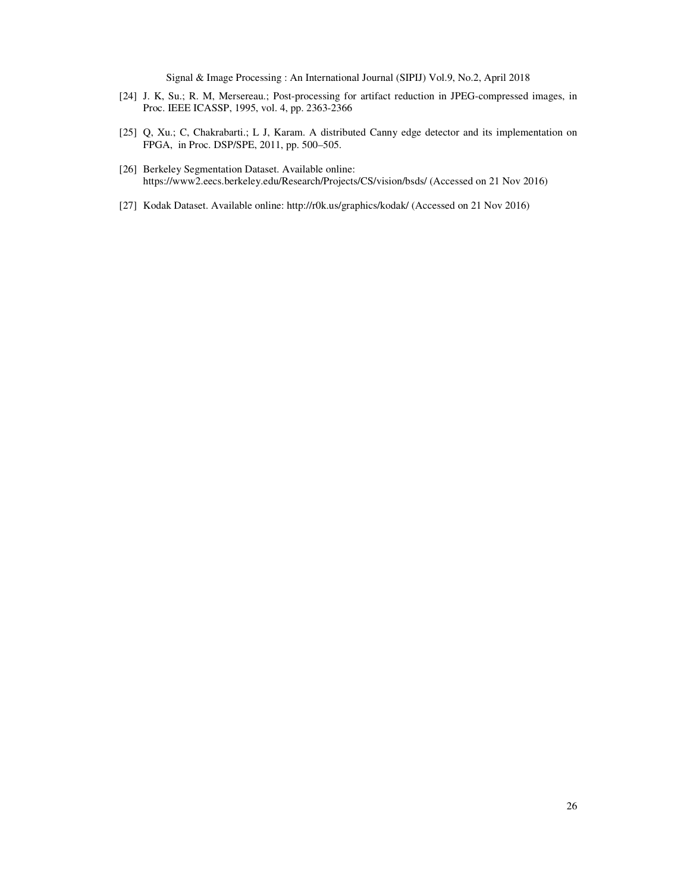[24] J. K, Su.; R. M, Mersereau.; Post-processing for artifact reduction in JPEG-compressed images, in Proc. IEEE ICASSP, 1995, vol. 4, pp. 2363-2366

[25] Q, Xu.; C, Chakrabarti.; L J, Karam. A distributed Canny edge detector and its implementation on FPGA, in Proc. DSP/SPE, 2011, pp. 500–505.

[26] Berkeley Segmentation Dataset. Available online: https://www2.eecs.berkeley.edu/Research/Projects/CS/vision/bsds/ (Accessed on 21 Nov 2016)

[27] Kodak Dataset. Available online: http://r0k.us/graphics/kodak/ (Accessed on 21 Nov 2016)